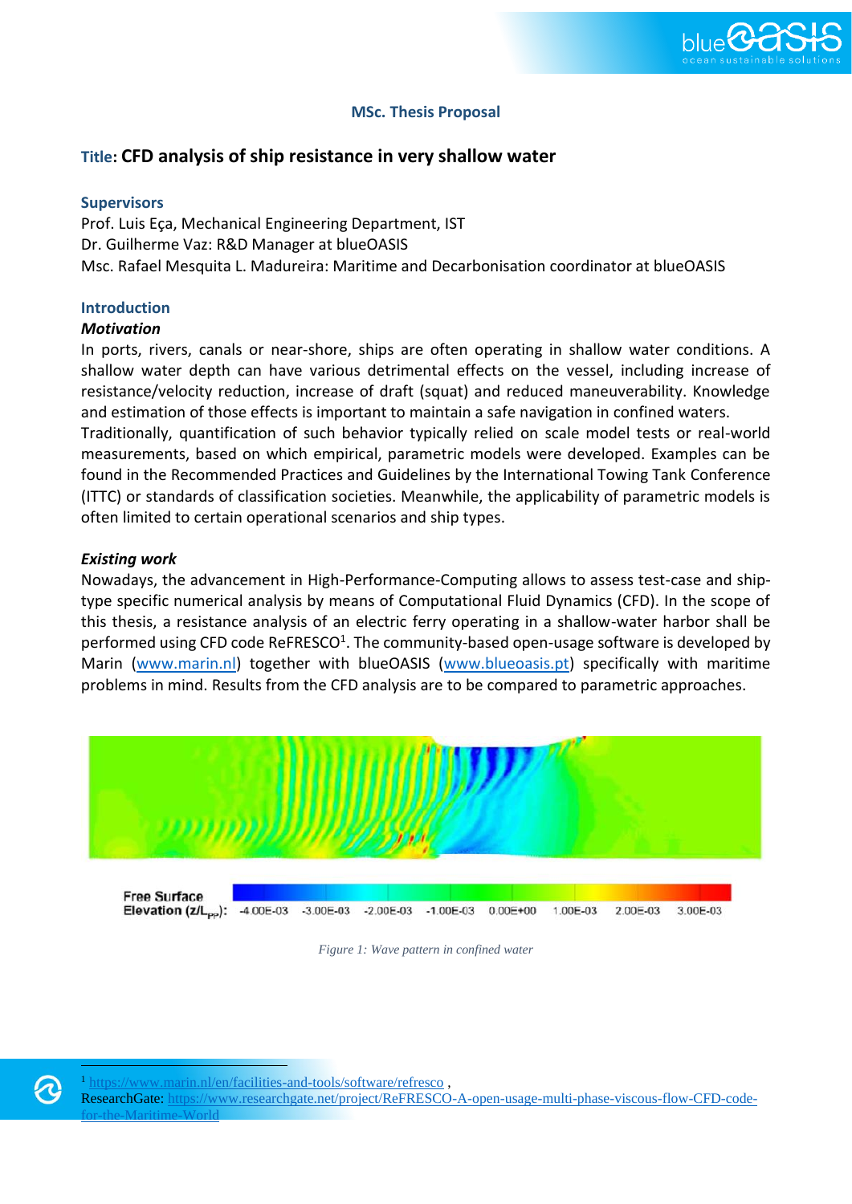## MSc. Thesis Proposal

# Title: CFD analysis of ship resistance in very shallow water

### Supervisors

Prof. Luis Eça, Mechanical Engineering Department, IST
Dr. Guilherme Vaz: R&D Manager at blueOASIS
Msc. Rafael Mesquita L. Madureira: Maritime and Decarbonisation coordinator at blueOASIS

### Introduction

***Motivation***

In ports, rivers, canals or near-shore, ships are often operating in shallow water conditions. A shallow water depth can have various detrimental effects on the vessel, including increase of resistance/velocity reduction, increase of draft (squat) and reduced maneuverability. Knowledge and estimation of those effects is important to maintain a safe navigation in confined waters.
Traditionally, quantification of such behavior typically relied on scale model tests or real-world measurements, based on which empirical, parametric models were developed. Examples can be found in the Recommended Practices and Guidelines by the International Towing Tank Conference (ITTC) or standards of classification societies. Meanwhile, the applicability of parametric models is often limited to certain operational scenarios and ship types.

***Existing work***

Nowadays, the advancement in High-Performance-Computing allows to assess test-case and ship-type specific numerical analysis by means of Computational Fluid Dynamics (CFD). In the scope of this thesis, a resistance analysis of an electric ferry operating in a shallow-water harbor shall be performed using CFD code ReFRESCO[1]. The community-based open-usage software is developed by Marin (www.marin.nl) together with blueOASIS (www.blueoasis.pt) specifically with maritime problems in mind. Results from the CFD analysis are to be compared to parametric approaches.

Free Surface Elevation ($z/L_{PP}$): -4.00E-03 -3.00E-03 -2.00E-03 -1.00E-03 0.00E+00 1.00E-03 2.00E-03 3.00E-03

*Figure 1: Wave pattern in confined water*

[1] https://www.marin.nl/en/facilities-and-tools/software/refresco ,
ResearchGate: https://www.researchgate.net/project/ReFRESCO-A-open-usage-multi-phase-viscous-flow-CFD-code-for-the-Maritime-World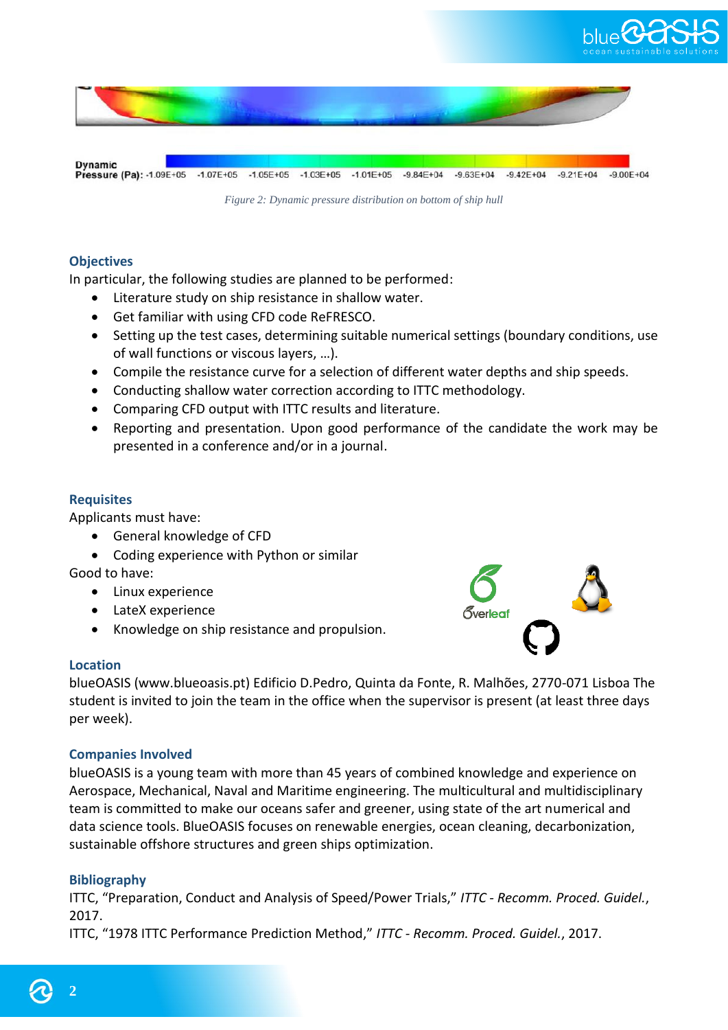Dynamic Pressure (Pa): -1.09E+05 -1.07E+05 -1.05E+05 -1.03E+05 -1.01E+05 -9.84E+04 -9.63E+04 -9.42E+04 -9.21E+04 -9.00E+04

*Figure 2: Dynamic pressure distribution on bottom of ship hull*

## Objectives

In particular, the following studies are planned to be performed:

- Literature study on ship resistance in shallow water.
- Get familiar with using CFD code ReFRESCO.
- Setting up the test cases, determining suitable numerical settings (boundary conditions, use of wall functions or viscous layers, …).
- Compile the resistance curve for a selection of different water depths and ship speeds.
- Conducting shallow water correction according to ITTC methodology.
- Comparing CFD output with ITTC results and literature.
- Reporting and presentation. Upon good performance of the candidate the work may be presented in a conference and/or in a journal.

## Requisites

Applicants must have:

- General knowledge of CFD
- Coding experience with Python or similar

Good to have:

- Linux experience
- LateX experience
- Knowledge on ship resistance and propulsion.

## Location

blueOASIS (www.blueoasis.pt) Edificio D.Pedro, Quinta da Fonte, R. Malhões, 2770-071 Lisboa The student is invited to join the team in the office when the supervisor is present (at least three days per week).

## Companies Involved

blueOASIS is a young team with more than 45 years of combined knowledge and experience on Aerospace, Mechanical, Naval and Maritime engineering. The multicultural and multidisciplinary team is committed to make our oceans safer and greener, using state of the art numerical and data science tools. BlueOASIS focuses on renewable energies, ocean cleaning, decarbonization, sustainable offshore structures and green ships optimization.

## Bibliography

ITTC, "Preparation, Conduct and Analysis of Speed/Power Trials," *ITTC - Recomm. Proced. Guidel.*, 2017.

ITTC, "1978 ITTC Performance Prediction Method," *ITTC - Recomm. Proced. Guidel.*, 2017.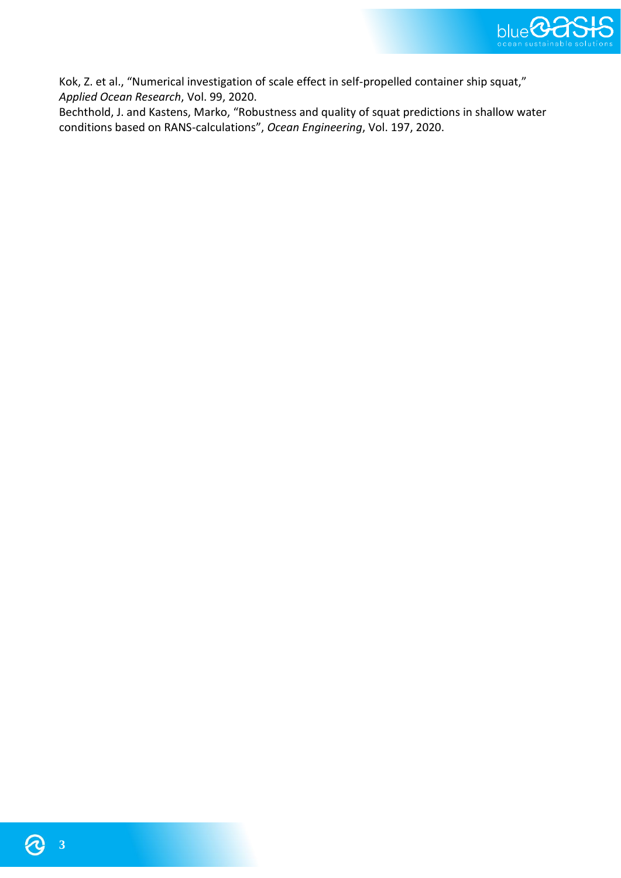Kok, Z. et al., “Numerical investigation of scale effect in self-propelled container ship squat,” *Applied Ocean Research*, Vol. 99, 2020.

Bechthold, J. and Kastens, Marko, “Robustness and quality of squat predictions in shallow water conditions based on RANS-calculations”, *Ocean Engineering*, Vol. 197, 2020.